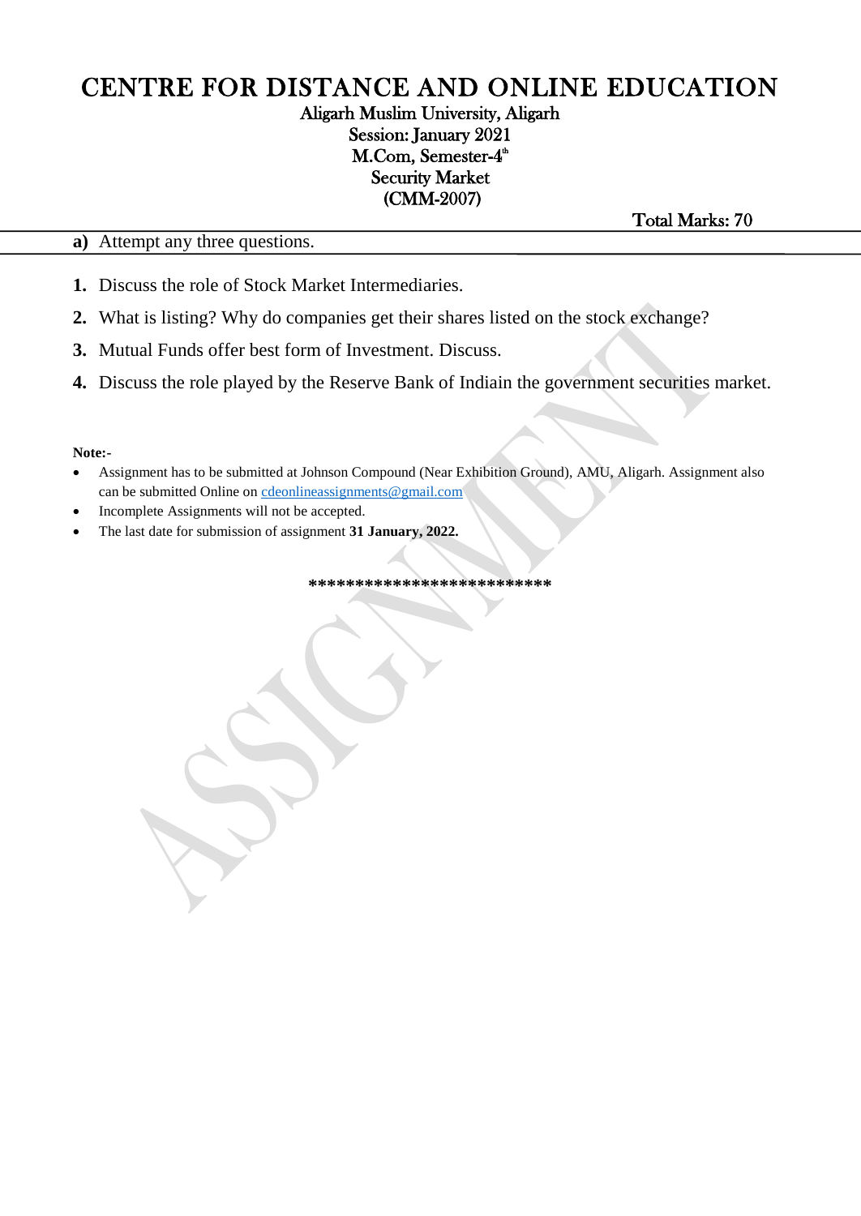# CENTRE FOR DISTANCE AND ONLINE EDUCATION

**Aligarh Muslim University, Aligarh**

**Session: January 2021**

**M.Com, Semester-4th**

**Security Market**

**(CMM-2007)**

**Total Marks: 70**

**a)** Attempt any three questions.

1. Discuss the role of Stock Market Intermediaries.
2. What is listing? Why do companies get their shares listed on the stock exchange?
3. Mutual Funds offer best form of Investment. Discuss.
4. Discuss the role played by the Reserve Bank of Indiain the government securities market.

**Note:-**

- Assignment has to be submitted at Johnson Compound (Near Exhibition Ground), AMU, Aligarh. Assignment also can be submitted Online on cdeonlineassignments@gmail.com
- Incomplete Assignments will not be accepted.
- The last date for submission of assignment **31 January, 2022.**

**************************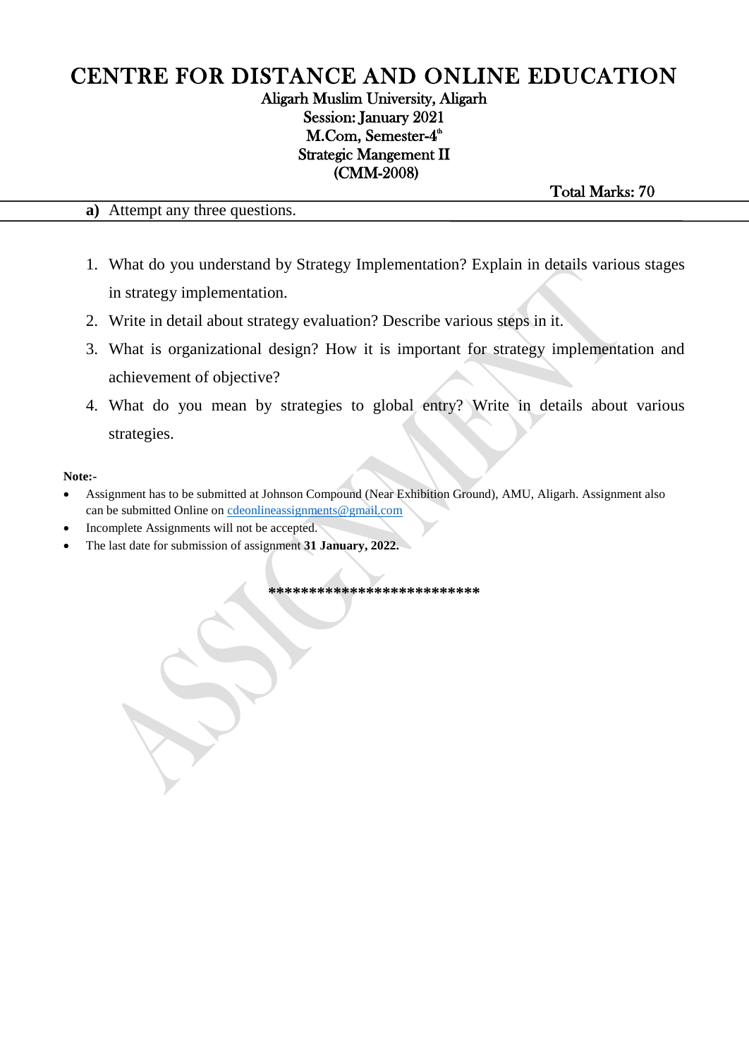# CENTRE FOR DISTANCE AND ONLINE EDUCATION

**Aligarh Muslim University, Aligarh**
**Session: January 2021**
**M.Com, Semester-4th**
**Strategic Mangement II**
**(CMM-2008)**

**Total Marks: 70**

**a)** Attempt any three questions.

1. What do you understand by Strategy Implementation? Explain in details various stages in strategy implementation.
2. Write in detail about strategy evaluation? Describe various steps in it.
3. What is organizational design? How it is important for strategy implementation and achievement of objective?
4. What do you mean by strategies to global entry? Write in details about various strategies.

**Note:-**

- Assignment has to be submitted at Johnson Compound (Near Exhibition Ground), AMU, Aligarh. Assignment also can be submitted Online on cdeonlineassignments@gmail.com
- Incomplete Assignments will not be accepted.
- The last date for submission of assignment **31 January, 2022.**

**************************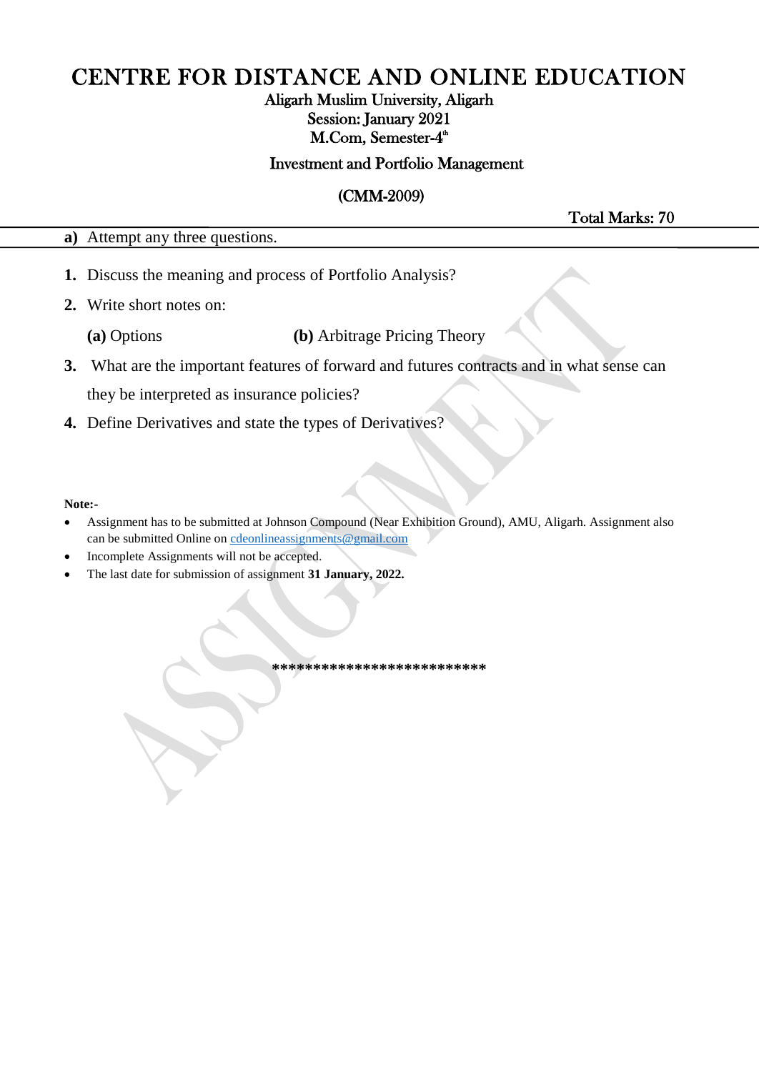# CENTRE FOR DISTANCE AND ONLINE EDUCATION

**Aligarh Muslim University, Aligarh**

**Session: January 2021**

**M.Com, Semester-4th**

**Investment and Portfolio Management**

**(CMM-2009)**

**Total Marks: 70**

**a)** Attempt any three questions.

1. Discuss the meaning and process of Portfolio Analysis?
2. Write short notes on:

   **(a)** Options **(b)** Arbitrage Pricing Theory

3. What are the important features of forward and futures contracts and in what sense can they be interpreted as insurance policies?
4. Define Derivatives and state the types of Derivatives?

**Note:-**

- Assignment has to be submitted at Johnson Compound (Near Exhibition Ground), AMU, Aligarh. Assignment also can be submitted Online on cdeonlineassignments@gmail.com
- Incomplete Assignments will not be accepted.
- The last date for submission of assignment **31 January, 2022.**

**************************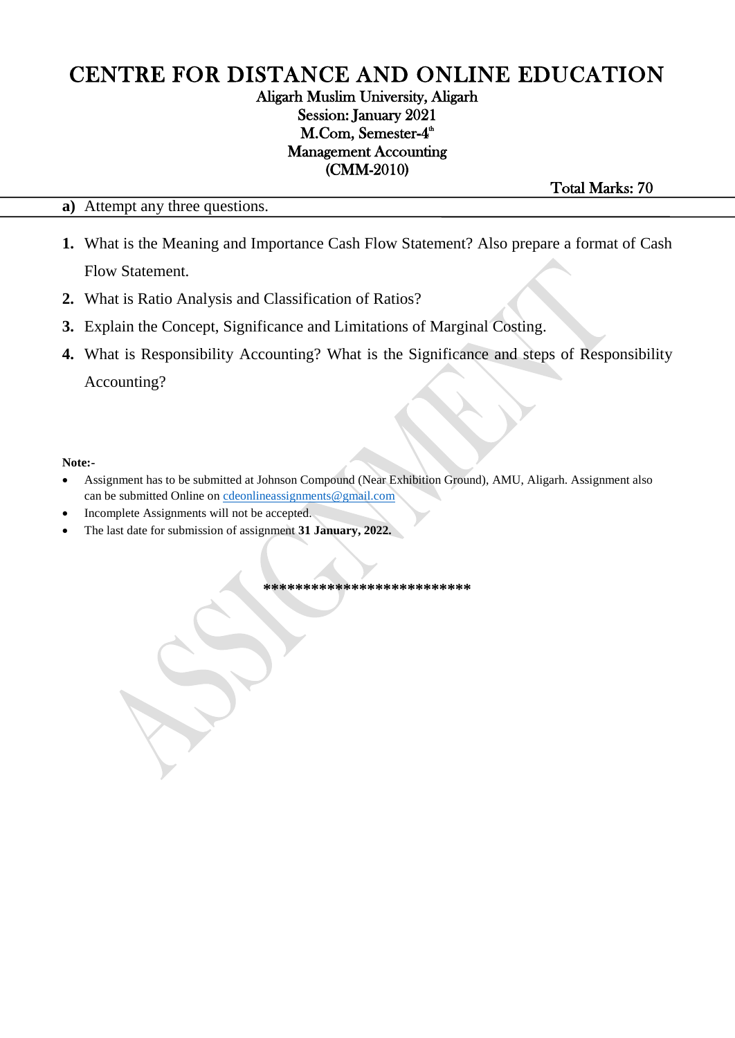# CENTRE FOR DISTANCE AND ONLINE EDUCATION

**Aligarh Muslim University, Aligarh**

**Session: January 2021**

**M.Com, Semester-4th**

**Management Accounting**

**(CMM-2010)**

**Total Marks: 70**

**a)** Attempt any three questions.

1. What is the Meaning and Importance Cash Flow Statement? Also prepare a format of Cash Flow Statement.
2. What is Ratio Analysis and Classification of Ratios?
3. Explain the Concept, Significance and Limitations of Marginal Costing.
4. What is Responsibility Accounting? What is the Significance and steps of Responsibility Accounting?

**Note:-**

- Assignment has to be submitted at Johnson Compound (Near Exhibition Ground), AMU, Aligarh. Assignment also can be submitted Online on cdeonlineassignments@gmail.com
- Incomplete Assignments will not be accepted.
- The last date for submission of assignment **31 January, 2022.**

**************************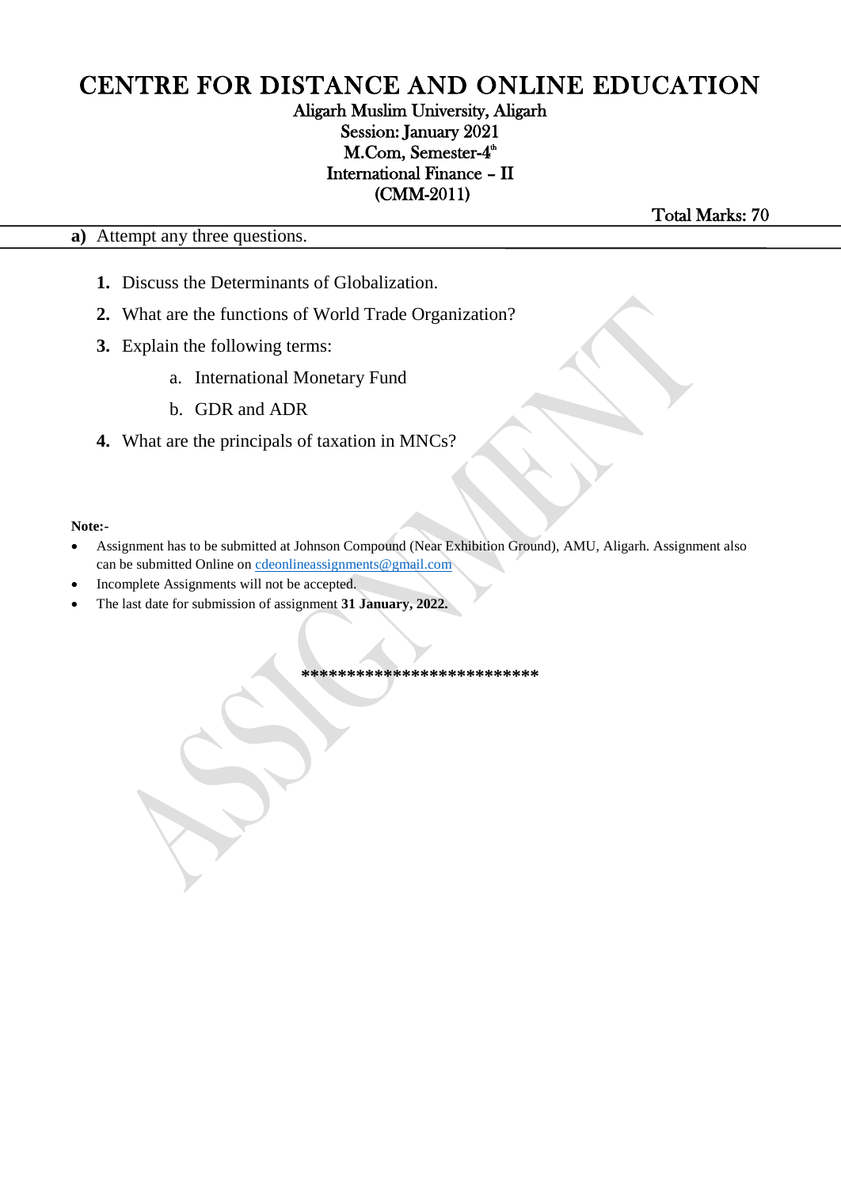# CENTRE FOR DISTANCE AND ONLINE EDUCATION

**Aligarh Muslim University, Aligarh**
**Session: January 2021**
**M.Com, Semester-4th**
**International Finance – II**
**(CMM-2011)**

**Total Marks: 70**

**a)** Attempt any three questions.

1. Discuss the Determinants of Globalization.
2. What are the functions of World Trade Organization?
3. Explain the following terms:
    a. International Monetary Fund
    b. GDR and ADR
4. What are the principals of taxation in MNCs?

**Note:-**

- Assignment has to be submitted at Johnson Compound (Near Exhibition Ground), AMU, Aligarh. Assignment also can be submitted Online on cdeonlineassignments@gmail.com
- Incomplete Assignments will not be accepted.
- The last date for submission of assignment **31 January, 2022.**

**************************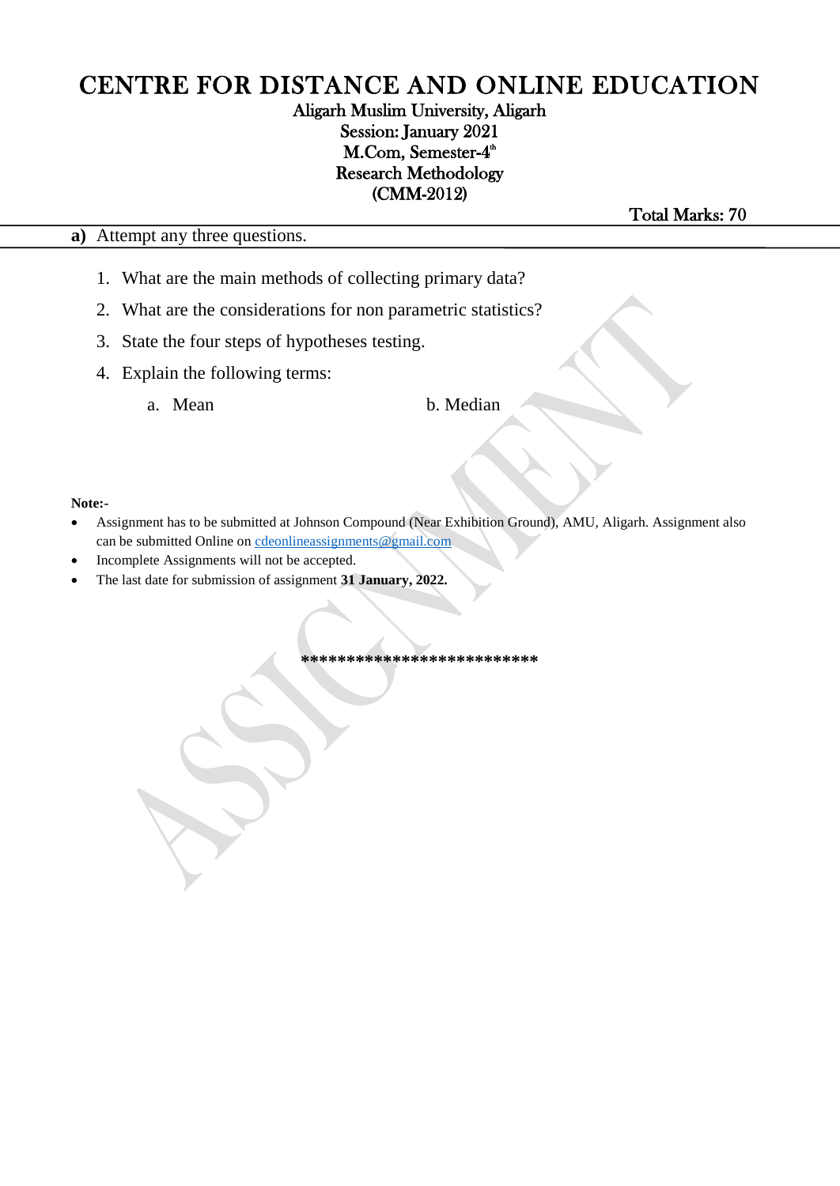# CENTRE FOR DISTANCE AND ONLINE EDUCATION

**Aligarh Muslim University, Aligarh**
**Session: January 2021**
**M.Com, Semester-4th**
**Research Methodology**
**(CMM-2012)**

**Total Marks: 70**

**a)** Attempt any three questions.

1. What are the main methods of collecting primary data?
2. What are the considerations for non parametric statistics?
3. State the four steps of hypotheses testing.
4. Explain the following terms:
   a. Mean b. Median

**Note:-**

- Assignment has to be submitted at Johnson Compound (Near Exhibition Ground), AMU, Aligarh. Assignment also can be submitted Online on cdeonlineassignments@gmail.com
- Incomplete Assignments will not be accepted.
- The last date for submission of assignment **31 January, 2022.**

**************************